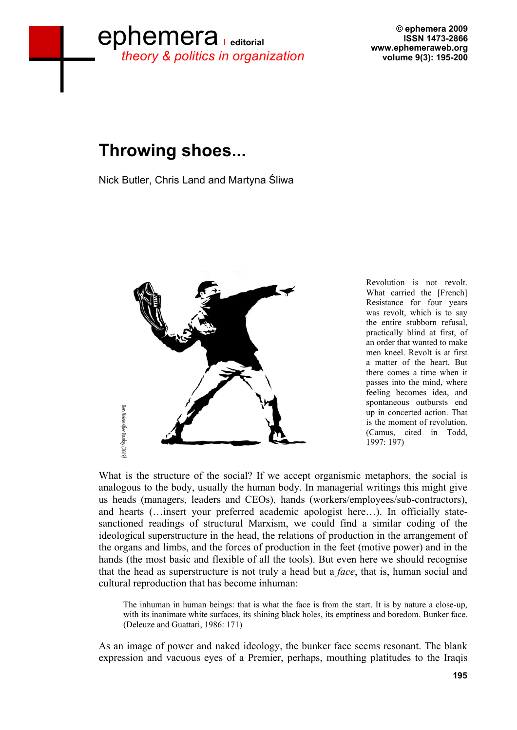# Throwing shoes...

Nick Butler, Chris Land and Martyna Śliwa

Ben Hume After Banksy (2009)

> Revolution is not revolt. What carried the [French] Resistance for four years was revolt, which is to say the entire stubborn refusal, practically blind at first, of an order that wanted to make men kneel. Revolt is at first a matter of the heart. But there comes a time when it passes into the mind, where feeling becomes idea, and spontaneous outbursts end up in concerted action. That is the moment of revolution. (Camus, cited in Todd, 1997: 197)

What is the structure of the social? If we accept organismic metaphors, the social is analogous to the body, usually the human body. In managerial writings this might give us heads (managers, leaders and CEOs), hands (workers/employees/sub-contractors), and hearts (…insert your preferred academic apologist here…). In officially state-sanctioned readings of structural Marxism, we could find a similar coding of the ideological superstructure in the head, the relations of production in the arrangement of the organs and limbs, and the forces of production in the feet (motive power) and in the hands (the most basic and flexible of all the tools). But even here we should recognise that the head as superstructure is not truly a head but a *face*, that is, human social and cultural reproduction that has become inhuman:

> The inhuman in human beings: that is what the face is from the start. It is by nature a close-up, with its inanimate white surfaces, its shining black holes, its emptiness and boredom. Bunker face. (Deleuze and Guattari, 1986: 171)

As an image of power and naked ideology, the bunker face seems resonant. The blank expression and vacuous eyes of a Premier, perhaps, mouthing platitudes to the Iraqis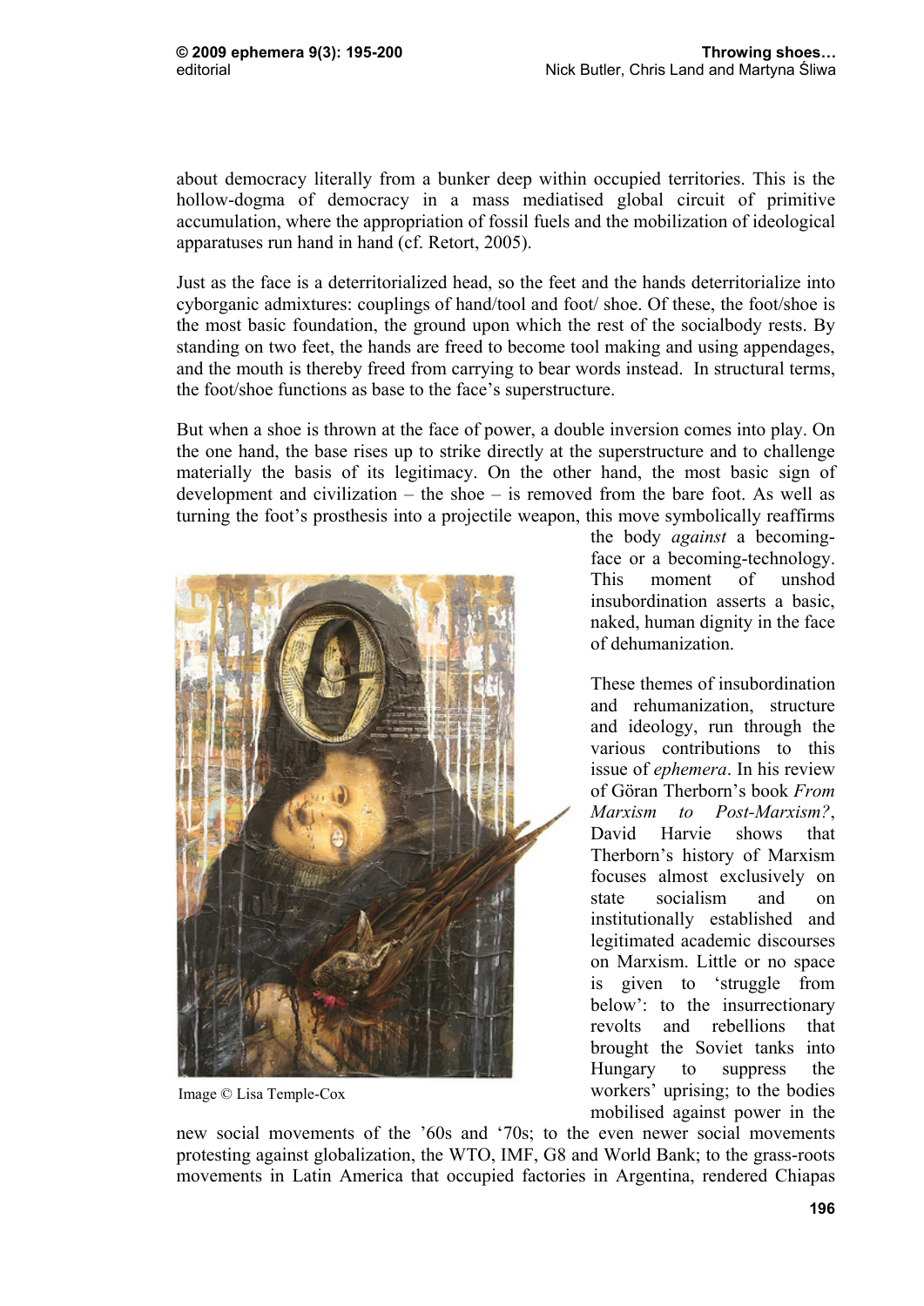about democracy literally from a bunker deep within occupied territories. This is the hollow-dogma of democracy in a mass mediatised global circuit of primitive accumulation, where the appropriation of fossil fuels and the mobilization of ideological apparatuses run hand in hand (cf. Retort, 2005).

Just as the face is a deterritorialized head, so the feet and the hands deterritorialize into cyborganic admixtures: couplings of hand/tool and foot/ shoe. Of these, the foot/shoe is the most basic foundation, the ground upon which the rest of the socialbody rests. By standing on two feet, the hands are freed to become tool making and using appendages, and the mouth is thereby freed from carrying to bear words instead. In structural terms, the foot/shoe functions as base to the face's superstructure.

But when a shoe is thrown at the face of power, a double inversion comes into play. On the one hand, the base rises up to strike directly at the superstructure and to challenge materially the basis of its legitimacy. On the other hand, the most basic sign of development and civilization – the shoe – is removed from the bare foot. As well as turning the foot's prosthesis into a projectile weapon, this move symbolically reaffirms the body *against* a becoming-face or a becoming-technology. This moment of unshod insubordination asserts a basic, naked, human dignity in the face of dehumanization.

Image © Lisa Temple-Cox

These themes of insubordination and rehumanization, structure and ideology, run through the various contributions to this issue of *ephemera*. In his review of Göran Therborn's book *From Marxism to Post-Marxism?*, David Harvie shows that Therborn's history of Marxism focuses almost exclusively on state socialism and on institutionally established and legitimated academic discourses on Marxism. Little or no space is given to 'struggle from below': to the insurrectionary revolts and rebellions that brought the Soviet tanks into Hungary to suppress the workers' uprising; to the bodies mobilised against power in the new social movements of the '60s and '70s; to the even newer social movements protesting against globalization, the WTO, IMF, G8 and World Bank; to the grass-roots movements in Latin America that occupied factories in Argentina, rendered Chiapas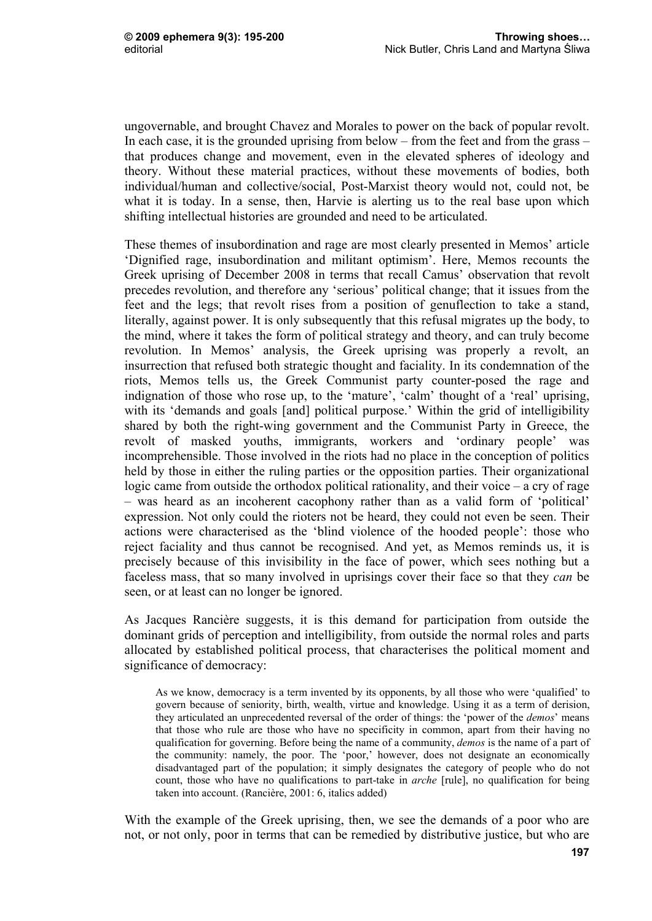ungovernable, and brought Chavez and Morales to power on the back of popular revolt. In each case, it is the grounded uprising from below – from the feet and from the grass – that produces change and movement, even in the elevated spheres of ideology and theory. Without these material practices, without these movements of bodies, both individual/human and collective/social, Post-Marxist theory would not, could not, be what it is today. In a sense, then, Harvie is alerting us to the real base upon which shifting intellectual histories are grounded and need to be articulated.

These themes of insubordination and rage are most clearly presented in Memos' article 'Dignified rage, insubordination and militant optimism'. Here, Memos recounts the Greek uprising of December 2008 in terms that recall Camus' observation that revolt precedes revolution, and therefore any 'serious' political change; that it issues from the feet and the legs; that revolt rises from a position of genuflection to take a stand, literally, against power. It is only subsequently that this refusal migrates up the body, to the mind, where it takes the form of political strategy and theory, and can truly become revolution. In Memos' analysis, the Greek uprising was properly a revolt, an insurrection that refused both strategic thought and faciality. In its condemnation of the riots, Memos tells us, the Greek Communist party counter-posed the rage and indignation of those who rose up, to the 'mature', 'calm' thought of a 'real' uprising, with its 'demands and goals [and] political purpose.' Within the grid of intelligibility shared by both the right-wing government and the Communist Party in Greece, the revolt of masked youths, immigrants, workers and 'ordinary people' was incomprehensible. Those involved in the riots had no place in the conception of politics held by those in either the ruling parties or the opposition parties. Their organizational logic came from outside the orthodox political rationality, and their voice – a cry of rage – was heard as an incoherent cacophony rather than as a valid form of 'political' expression. Not only could the rioters not be heard, they could not even be seen. Their actions were characterised as the 'blind violence of the hooded people': those who reject faciality and thus cannot be recognised. And yet, as Memos reminds us, it is precisely because of this invisibility in the face of power, which sees nothing but a faceless mass, that so many involved in uprisings cover their face so that they *can* be seen, or at least can no longer be ignored.

As Jacques Rancière suggests, it is this demand for participation from outside the dominant grids of perception and intelligibility, from outside the normal roles and parts allocated by established political process, that characterises the political moment and significance of democracy:

> As we know, democracy is a term invented by its opponents, by all those who were 'qualified' to govern because of seniority, birth, wealth, virtue and knowledge. Using it as a term of derision, they articulated an unprecedented reversal of the order of things: the 'power of the *demos*' means that those who rule are those who have no specificity in common, apart from their having no qualification for governing. Before being the name of a community, *demos* is the name of a part of the community: namely, the poor. The 'poor,' however, does not designate an economically disadvantaged part of the population; it simply designates the category of people who do not count, those who have no qualifications to part-take in *arche* [rule], no qualification for being taken into account. (Rancière, 2001: 6, italics added)

With the example of the Greek uprising, then, we see the demands of a poor who are not, or not only, poor in terms that can be remedied by distributive justice, but who are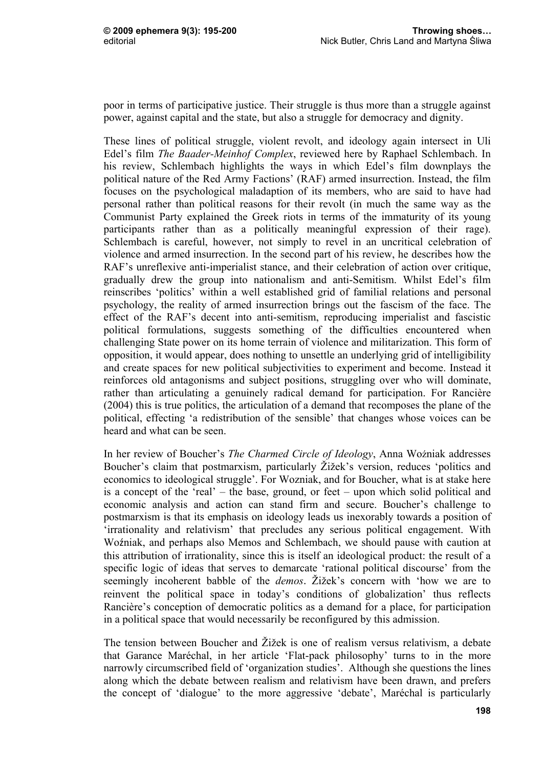poor in terms of participative justice. Their struggle is thus more than a struggle against power, against capital and the state, but also a struggle for democracy and dignity.

These lines of political struggle, violent revolt, and ideology again intersect in Uli Edel's film *The Baader-Meinhof Complex*, reviewed here by Raphael Schlembach. In his review, Schlembach highlights the ways in which Edel's film downplays the political nature of the Red Army Factions' (RAF) armed insurrection. Instead, the film focuses on the psychological maladaption of its members, who are said to have had personal rather than political reasons for their revolt (in much the same way as the Communist Party explained the Greek riots in terms of the immaturity of its young participants rather than as a politically meaningful expression of their rage). Schlembach is careful, however, not simply to revel in an uncritical celebration of violence and armed insurrection. In the second part of his review, he describes how the RAF's unreflexive anti-imperialist stance, and their celebration of action over critique, gradually drew the group into nationalism and anti-Semitism. Whilst Edel's film reinscribes 'politics' within a well established grid of familial relations and personal psychology, the reality of armed insurrection brings out the fascism of the face. The effect of the RAF's decent into anti-semitism, reproducing imperialist and fascistic political formulations, suggests something of the difficulties encountered when challenging State power on its home terrain of violence and militarization. This form of opposition, it would appear, does nothing to unsettle an underlying grid of intelligibility and create spaces for new political subjectivities to experiment and become. Instead it reinforces old antagonisms and subject positions, struggling over who will dominate, rather than articulating a genuinely radical demand for participation. For Rancière (2004) this is true politics, the articulation of a demand that recomposes the plane of the political, effecting 'a redistribution of the sensible' that changes whose voices can be heard and what can be seen.

In her review of Boucher's *The Charmed Circle of Ideology*, Anna Woźniak addresses Boucher's claim that postmarxism, particularly Žižek's version, reduces 'politics and economics to ideological struggle'. For Wozniak, and for Boucher, what is at stake here is a concept of the 'real' – the base, ground, or feet – upon which solid political and economic analysis and action can stand firm and secure. Boucher's challenge to postmarxism is that its emphasis on ideology leads us inexorably towards a position of 'irrationality and relativism' that precludes any serious political engagement. With Woźniak, and perhaps also Memos and Schlembach, we should pause with caution at this attribution of irrationality, since this is itself an ideological product: the result of a specific logic of ideas that serves to demarcate 'rational political discourse' from the seemingly incoherent babble of the *demos*. Žižek's concern with 'how we are to reinvent the political space in today's conditions of globalization' thus reflects Rancière's conception of democratic politics as a demand for a place, for participation in a political space that would necessarily be reconfigured by this admission.

The tension between Boucher and Žižek is one of realism versus relativism, a debate that Garance Maréchal, in her article 'Flat-pack philosophy' turns to in the more narrowly circumscribed field of 'organization studies'. Although she questions the lines along which the debate between realism and relativism have been drawn, and prefers the concept of 'dialogue' to the more aggressive 'debate', Maréchal is particularly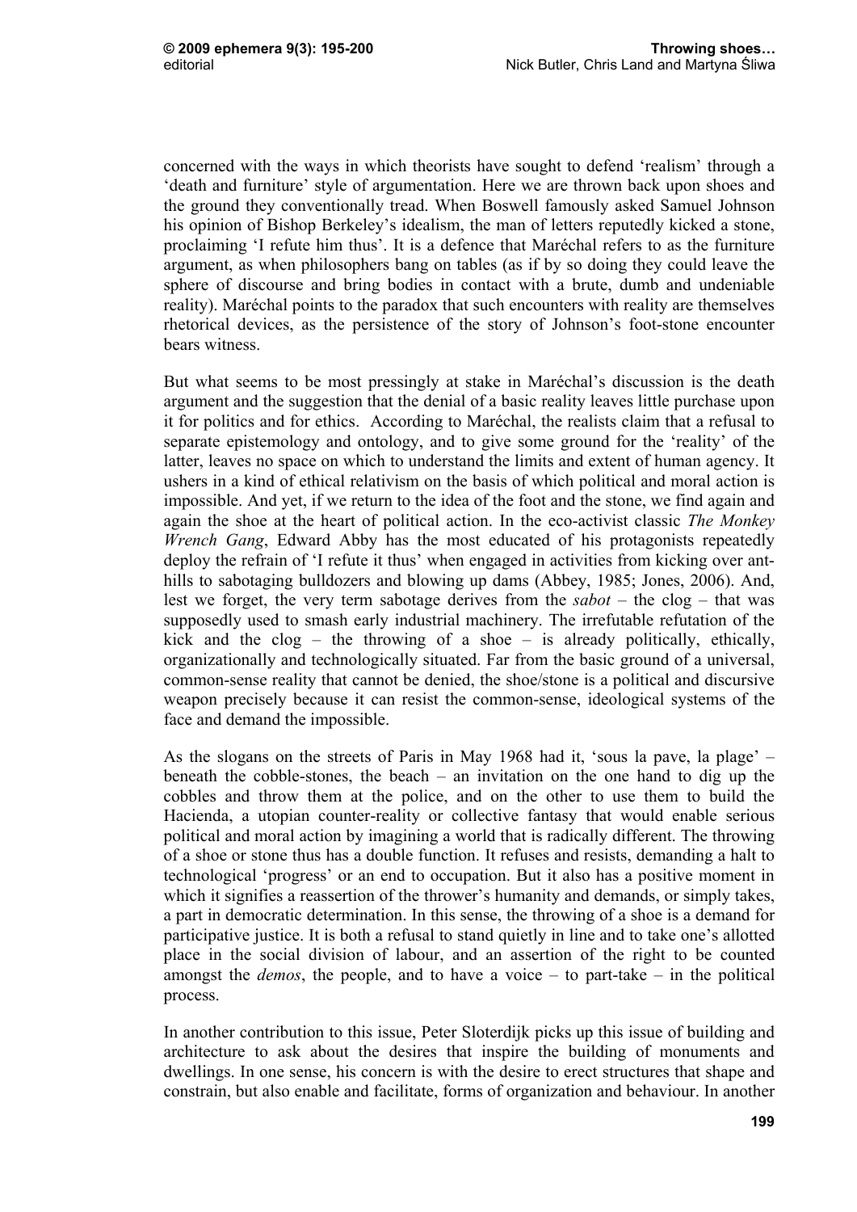concerned with the ways in which theorists have sought to defend 'realism' through a 'death and furniture' style of argumentation. Here we are thrown back upon shoes and the ground they conventionally tread. When Boswell famously asked Samuel Johnson his opinion of Bishop Berkeley's idealism, the man of letters reputedly kicked a stone, proclaiming 'I refute him thus'. It is a defence that Maréchal refers to as the furniture argument, as when philosophers bang on tables (as if by so doing they could leave the sphere of discourse and bring bodies in contact with a brute, dumb and undeniable reality). Maréchal points to the paradox that such encounters with reality are themselves rhetorical devices, as the persistence of the story of Johnson's foot-stone encounter bears witness.

But what seems to be most pressingly at stake in Maréchal's discussion is the death argument and the suggestion that the denial of a basic reality leaves little purchase upon it for politics and for ethics. According to Maréchal, the realists claim that a refusal to separate epistemology and ontology, and to give some ground for the 'reality' of the latter, leaves no space on which to understand the limits and extent of human agency. It ushers in a kind of ethical relativism on the basis of which political and moral action is impossible. And yet, if we return to the idea of the foot and the stone, we find again and again the shoe at the heart of political action. In the eco-activist classic *The Monkey Wrench Gang*, Edward Abby has the most educated of his protagonists repeatedly deploy the refrain of 'I refute it thus' when engaged in activities from kicking over ant-hills to sabotaging bulldozers and blowing up dams (Abbey, 1985; Jones, 2006). And, lest we forget, the very term sabotage derives from the *sabot* – the clog – that was supposedly used to smash early industrial machinery. The irrefutable refutation of the kick and the clog – the throwing of a shoe – is already politically, ethically, organizationally and technologically situated. Far from the basic ground of a universal, common-sense reality that cannot be denied, the shoe/stone is a political and discursive weapon precisely because it can resist the common-sense, ideological systems of the face and demand the impossible.

As the slogans on the streets of Paris in May 1968 had it, 'sous la pave, la plage' – beneath the cobble-stones, the beach – an invitation on the one hand to dig up the cobbles and throw them at the police, and on the other to use them to build the Hacienda, a utopian counter-reality or collective fantasy that would enable serious political and moral action by imagining a world that is radically different. The throwing of a shoe or stone thus has a double function. It refuses and resists, demanding a halt to technological 'progress' or an end to occupation. But it also has a positive moment in which it signifies a reassertion of the thrower's humanity and demands, or simply takes, a part in democratic determination. In this sense, the throwing of a shoe is a demand for participative justice. It is both a refusal to stand quietly in line and to take one's allotted place in the social division of labour, and an assertion of the right to be counted amongst the *demos*, the people, and to have a voice – to part-take – in the political process.

In another contribution to this issue, Peter Sloterdijk picks up this issue of building and architecture to ask about the desires that inspire the building of monuments and dwellings. In one sense, his concern is with the desire to erect structures that shape and constrain, but also enable and facilitate, forms of organization and behaviour. In another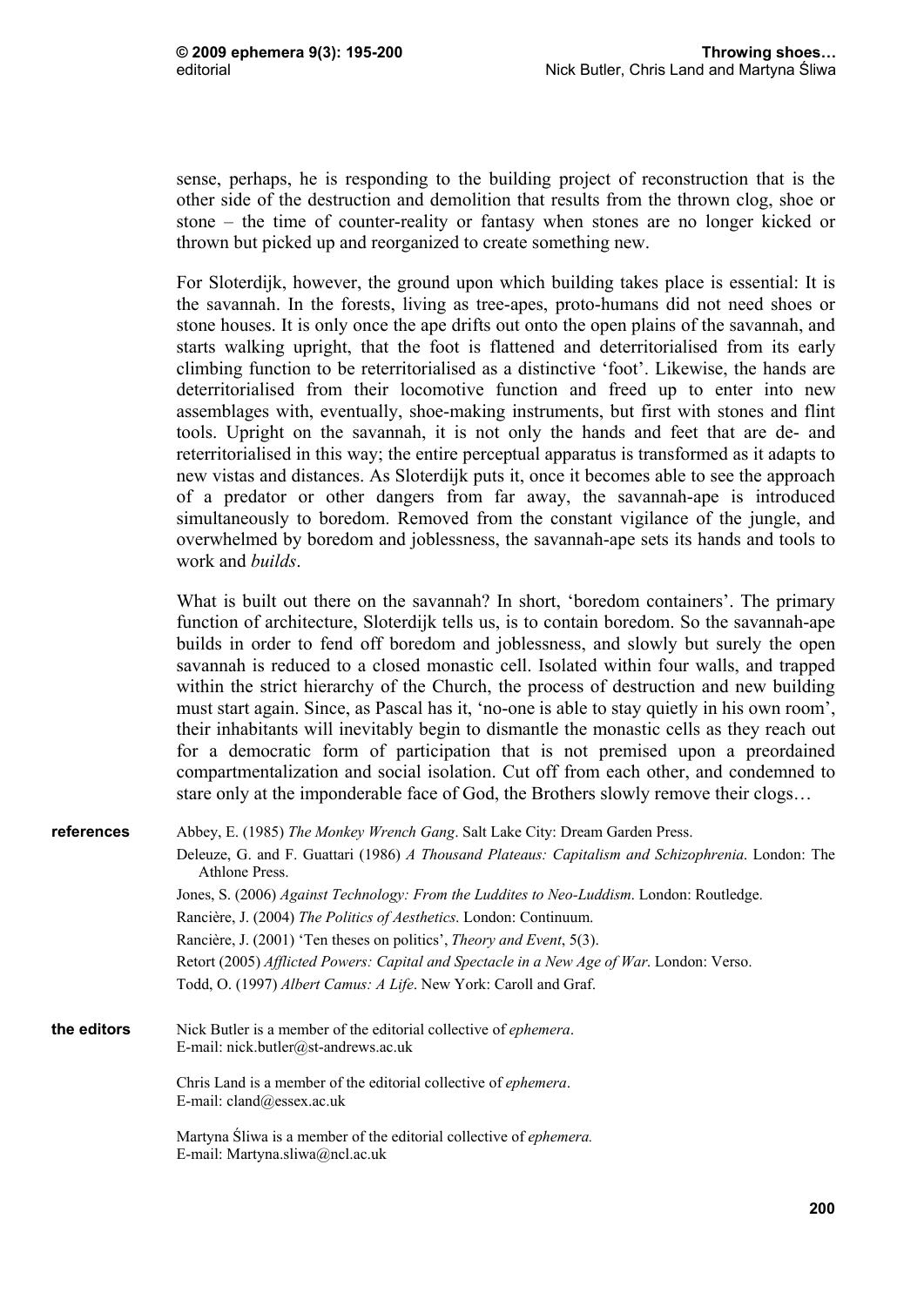sense, perhaps, he is responding to the building project of reconstruction that is the other side of the destruction and demolition that results from the thrown clog, shoe or stone – the time of counter-reality or fantasy when stones are no longer kicked or thrown but picked up and reorganized to create something new.

For Sloterdijk, however, the ground upon which building takes place is essential: It is the savannah. In the forests, living as tree-apes, proto-humans did not need shoes or stone houses. It is only once the ape drifts out onto the open plains of the savannah, and starts walking upright, that the foot is flattened and deterritorialised from its early climbing function to be reterritorialised as a distinctive 'foot'. Likewise, the hands are deterritorialised from their locomotive function and freed up to enter into new assemblages with, eventually, shoe-making instruments, but first with stones and flint tools. Upright on the savannah, it is not only the hands and feet that are de- and reterritorialised in this way; the entire perceptual apparatus is transformed as it adapts to new vistas and distances. As Sloterdijk puts it, once it becomes able to see the approach of a predator or other dangers from far away, the savannah-ape is introduced simultaneously to boredom. Removed from the constant vigilance of the jungle, and overwhelmed by boredom and joblessness, the savannah-ape sets its hands and tools to work and *builds*.

What is built out there on the savannah? In short, 'boredom containers'. The primary function of architecture, Sloterdijk tells us, is to contain boredom. So the savannah-ape builds in order to fend off boredom and joblessness, and slowly but surely the open savannah is reduced to a closed monastic cell. Isolated within four walls, and trapped within the strict hierarchy of the Church, the process of destruction and new building must start again. Since, as Pascal has it, 'no-one is able to stay quietly in his own room', their inhabitants will inevitably begin to dismantle the monastic cells as they reach out for a democratic form of participation that is not premised upon a preordained compartmentalization and social isolation. Cut off from each other, and condemned to stare only at the imponderable face of God, the Brothers slowly remove their clogs…

**references**

Abbey, E. (1985) *The Monkey Wrench Gang*. Salt Lake City: Dream Garden Press.

Deleuze, G. and F. Guattari (1986) *A Thousand Plateaus: Capitalism and Schizophrenia*. London: The Athlone Press.

Jones, S. (2006) *Against Technology: From the Luddites to Neo-Luddism*. London: Routledge.

Rancière, J. (2004) *The Politics of Aesthetics*. London: Continuum.

Rancière, J. (2001) 'Ten theses on politics', *Theory and Event*, 5(3).

Retort (2005) *Afflicted Powers: Capital and Spectacle in a New Age of War*. London: Verso.

Todd, O. (1997) *Albert Camus: A Life*. New York: Caroll and Graf.

**the editors**

Nick Butler is a member of the editorial collective of *ephemera*.
E-mail: nick.butler@st-andrews.ac.uk

Chris Land is a member of the editorial collective of *ephemera*.
E-mail: cland@essex.ac.uk

Martyna Śliwa is a member of the editorial collective of *ephemera.*
E-mail: Martyna.sliwa@ncl.ac.uk